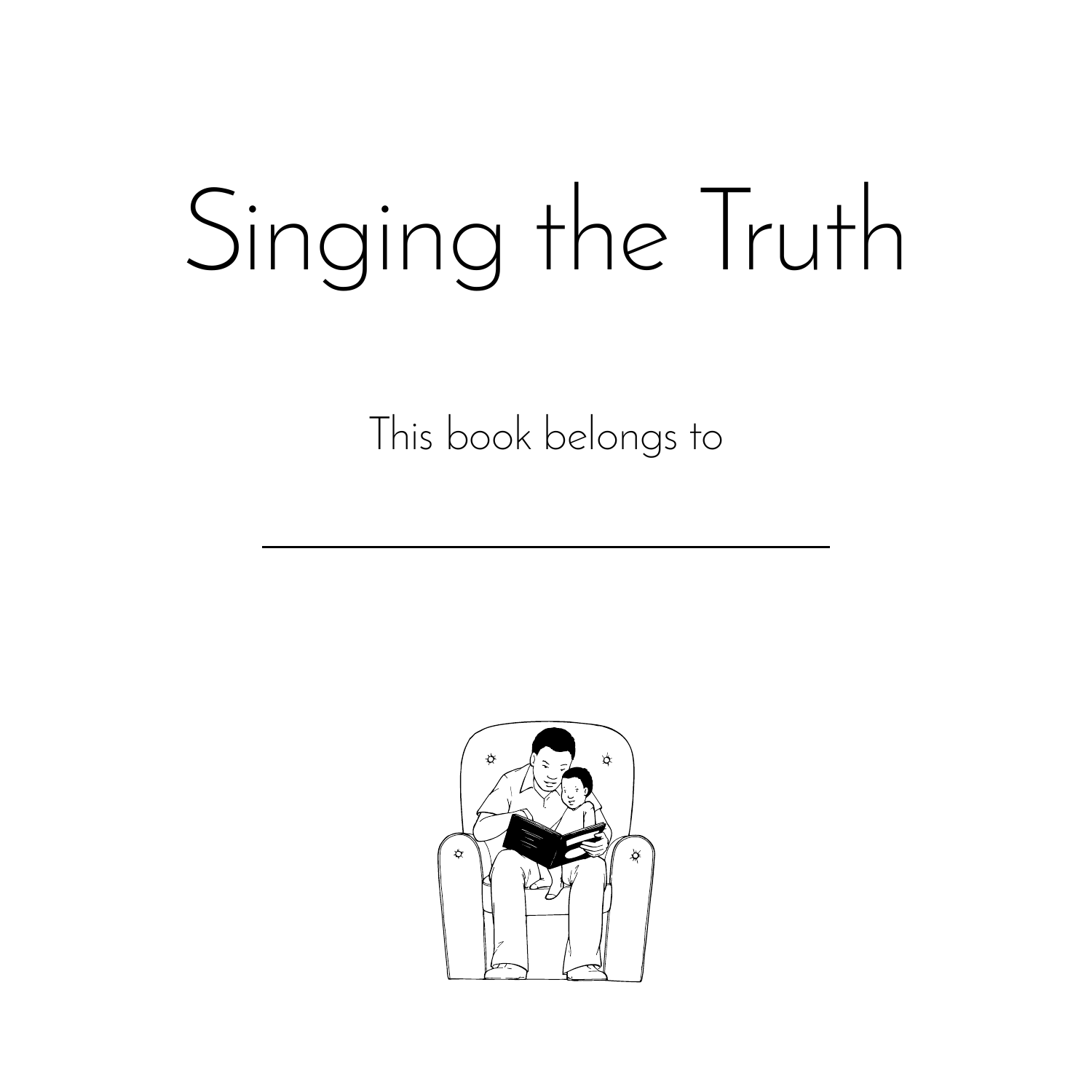# Singing the Truth

This book belongs to

\_\_\_\_\_\_\_\_\_\_\_\_\_\_\_\_\_\_\_\_\_\_\_\_\_\_\_\_\_\_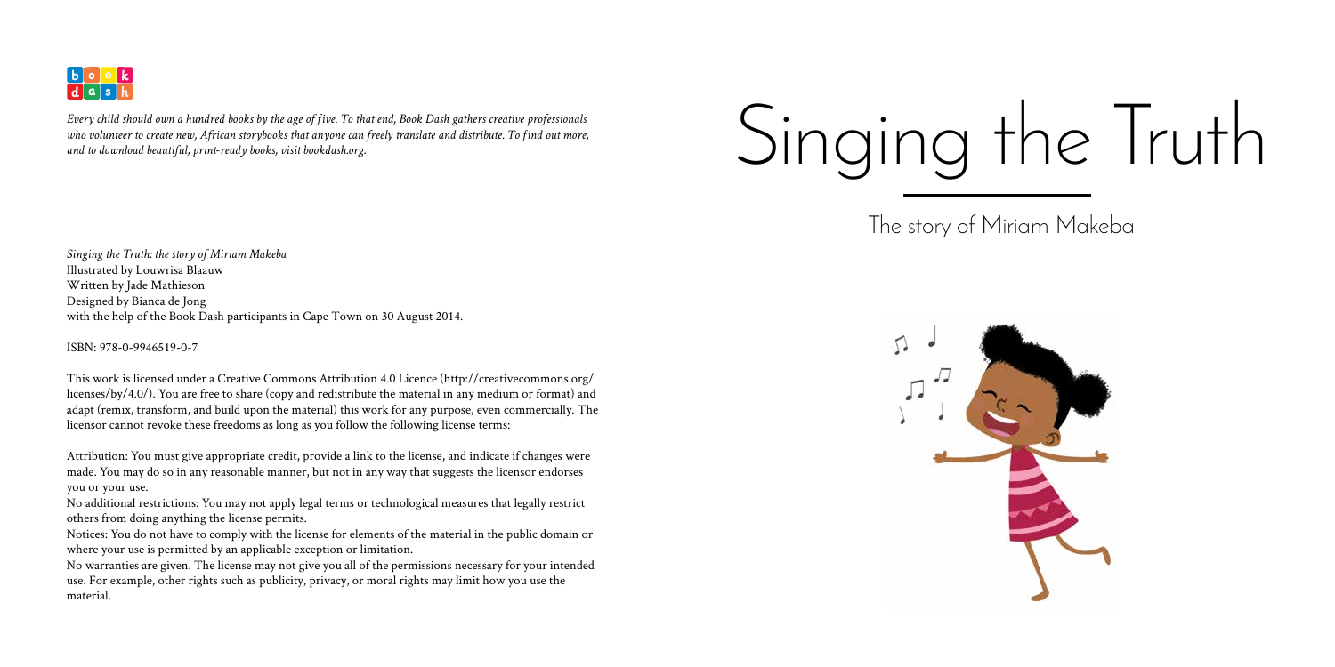*Every child should own a hundred books by the age of five. To that end, Book Dash gathers creative professionals who volunteer to create new, African storybooks that anyone can freely translate and distribute. To find out more, and to download beautiful, print-ready books, visit bookdash.org.*

*Singing the Truth: the story of Miriam Makeba*
Illustrated by Louwrisa Blaauw
Written by Jade Mathieson
Designed by Bianca de Jong
with the help of the Book Dash participants in Cape Town on 30 August 2014.

ISBN: 978-0-9946519-0-7

This work is licensed under a Creative Commons Attribution 4.0 Licence (http://creativecommons.org/licenses/by/4.0/). You are free to share (copy and redistribute the material in any medium or format) and adapt (remix, transform, and build upon the material) this work for any purpose, even commercially. The licensor cannot revoke these freedoms as long as you follow the following license terms:

Attribution: You must give appropriate credit, provide a link to the license, and indicate if changes were made. You may do so in any reasonable manner, but not in any way that suggests the licensor endorses you or your use.

No additional restrictions: You may not apply legal terms or technological measures that legally restrict others from doing anything the license permits.

Notices: You do not have to comply with the license for elements of the material in the public domain or where your use is permitted by an applicable exception or limitation.

No warranties are given. The license may not give you all of the permissions necessary for your intended use. For example, other rights such as publicity, privacy, or moral rights may limit how you use the material.

# Singing the Truth

## The story of Miriam Makeba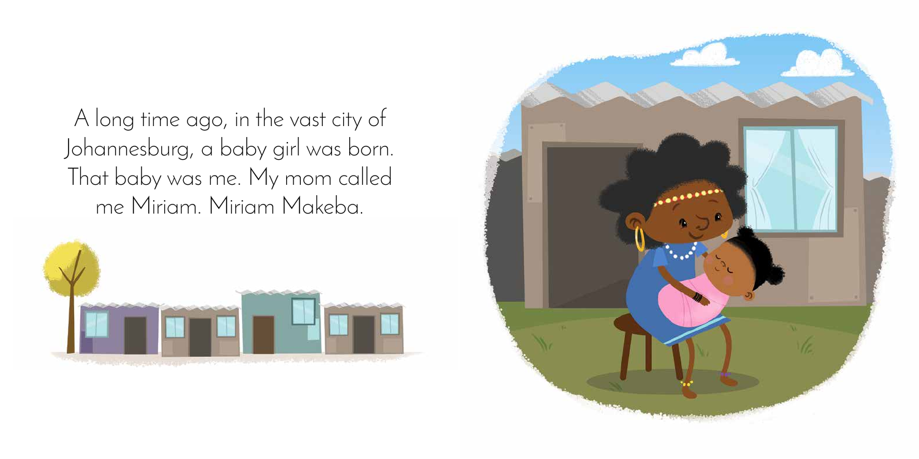A long time ago, in the vast city of Johannesburg, a baby girl was born. That baby was me. My mom called me Miriam. Miriam Makeba.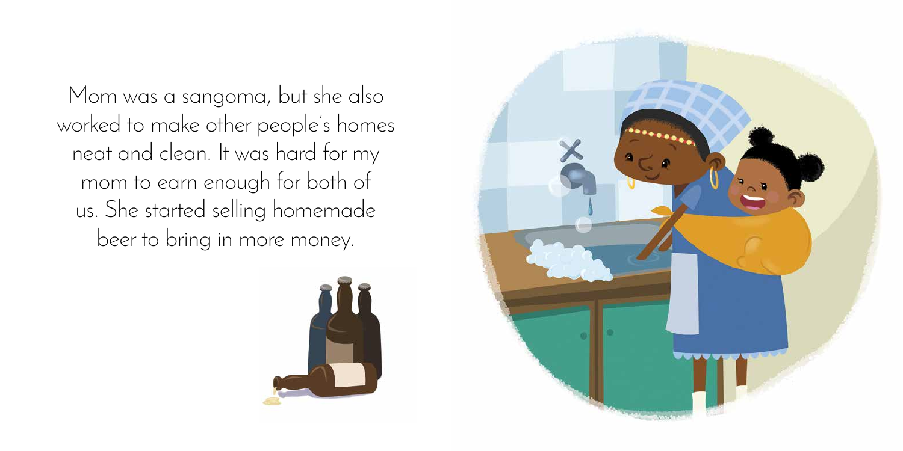Mom was a sangoma, but she also worked to make other people's homes neat and clean. It was hard for my mom to earn enough for both of us. She started selling homemade beer to bring in more money.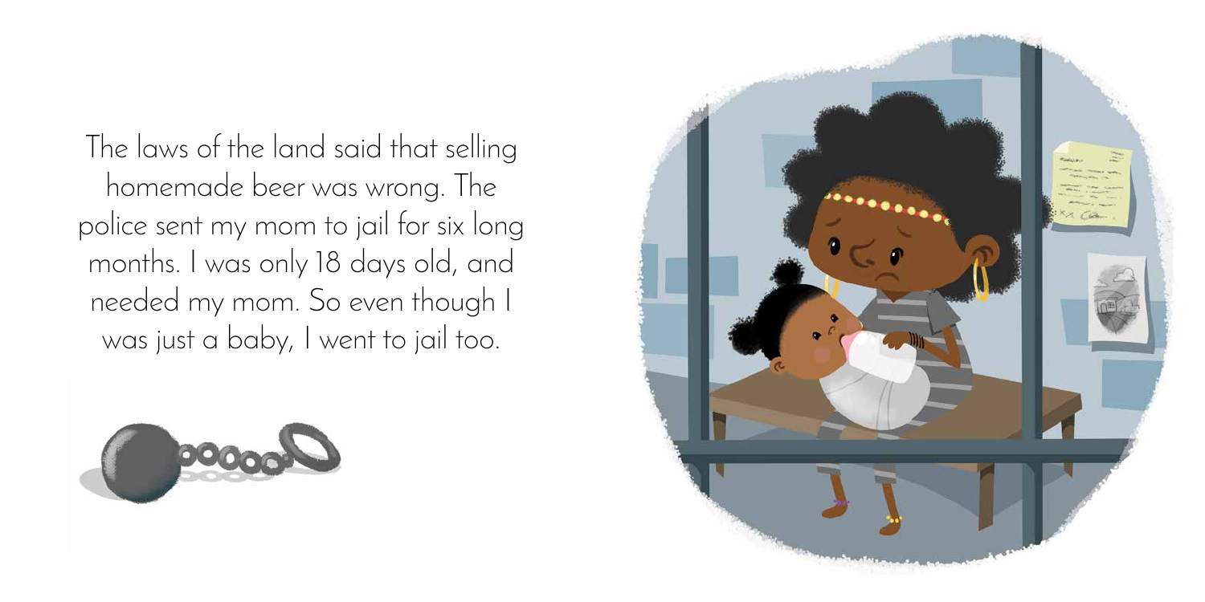The laws of the land said that selling homemade beer was wrong. The police sent my mom to jail for six long months. I was only 18 days old, and needed my mom. So even though I was just a baby, I went to jail too.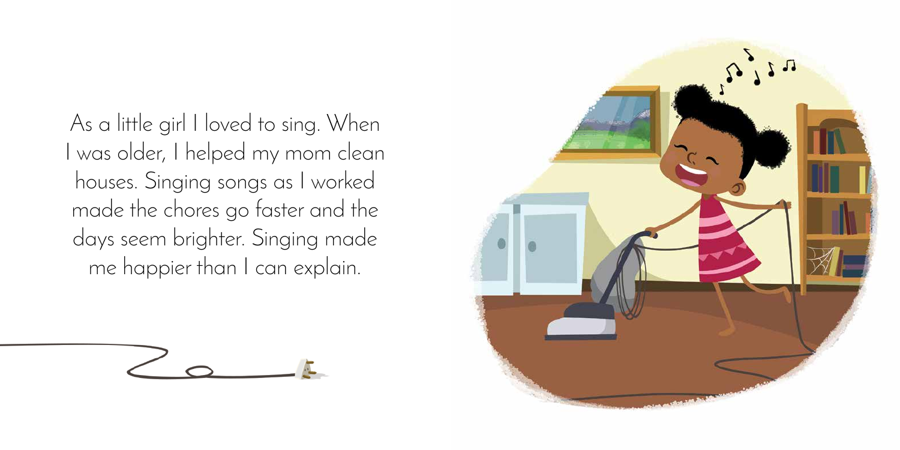As a little girl I loved to sing. When I was older, I helped my mom clean houses. Singing songs as I worked made the chores go faster and the days seem brighter. Singing made me happier than I can explain.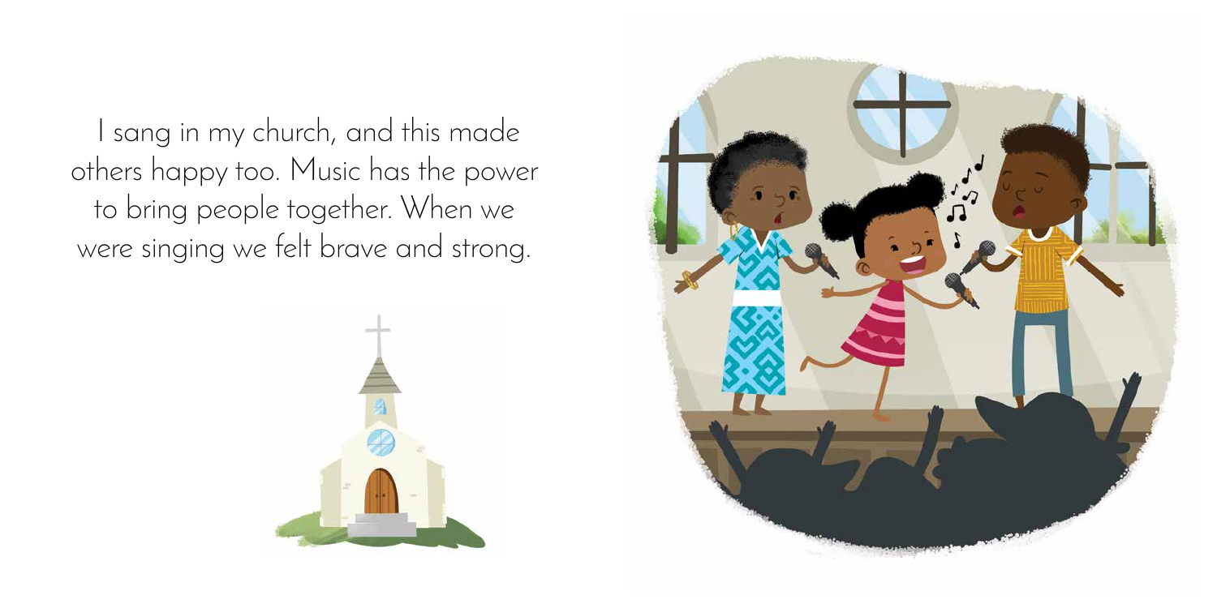I sang in my church, and this made others happy too. Music has the power to bring people together. When we were singing we felt brave and strong.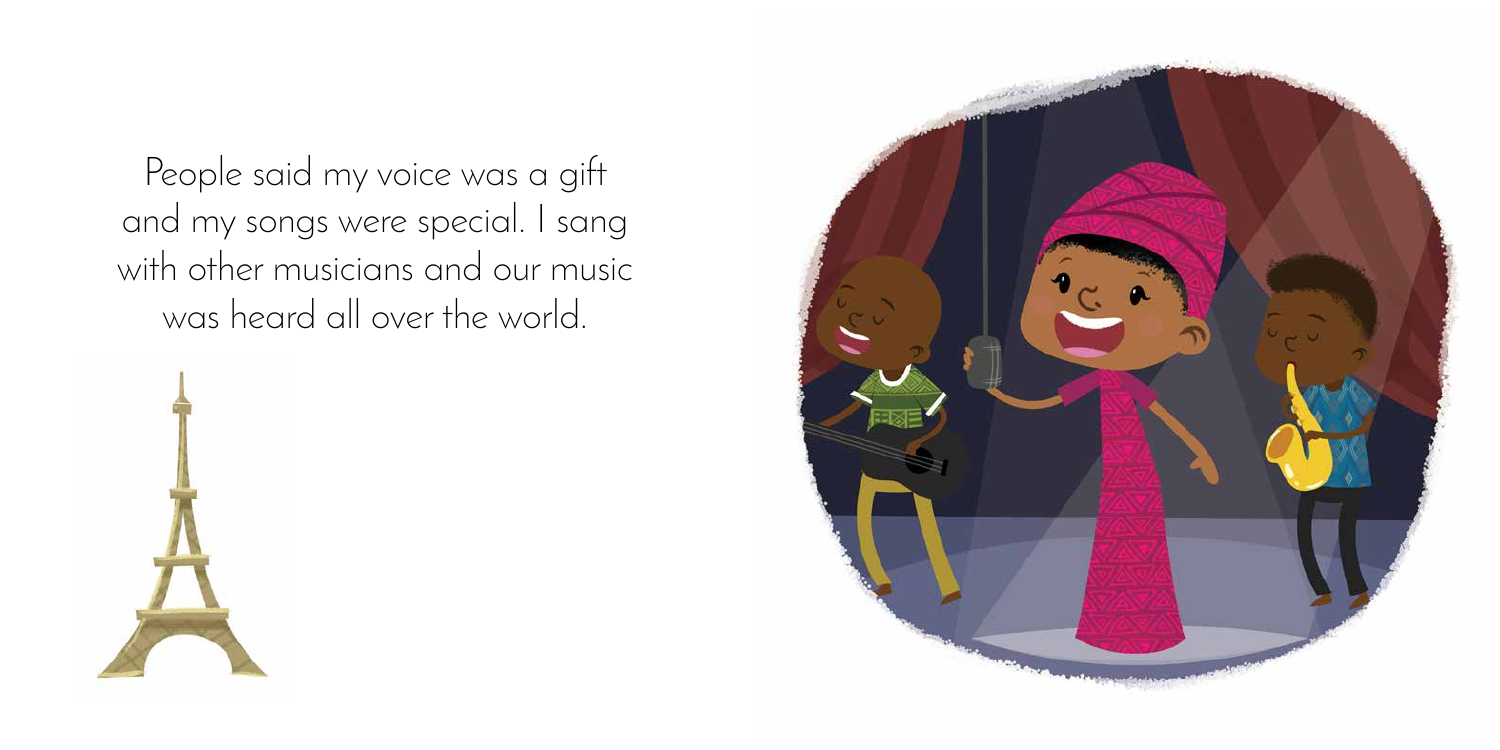People said my voice was a gift and my songs were special. I sang with other musicians and our music was heard all over the world.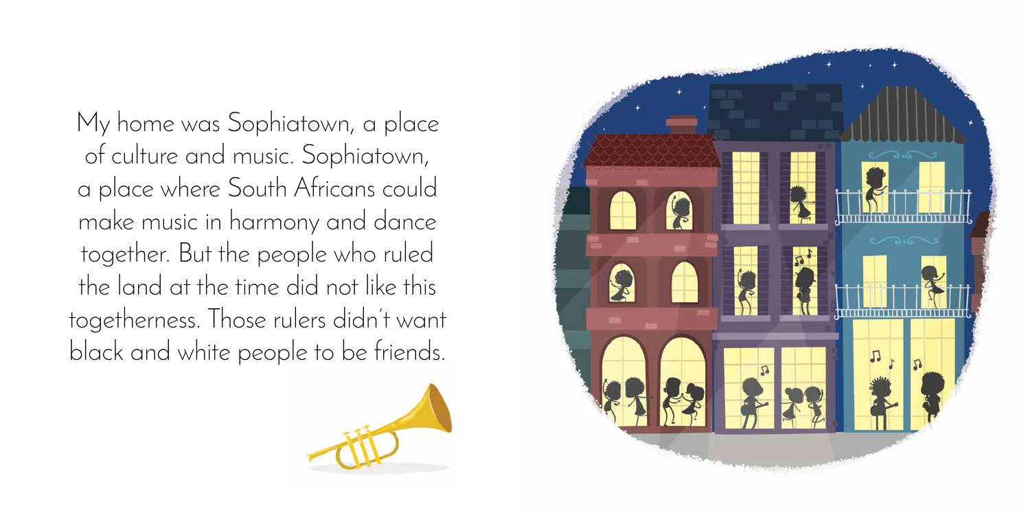My home was Sophiatown, a place of culture and music. Sophiatown, a place where South Africans could make music in harmony and dance together. But the people who ruled the land at the time did not like this togetherness. Those rulers didn't want black and white people to be friends.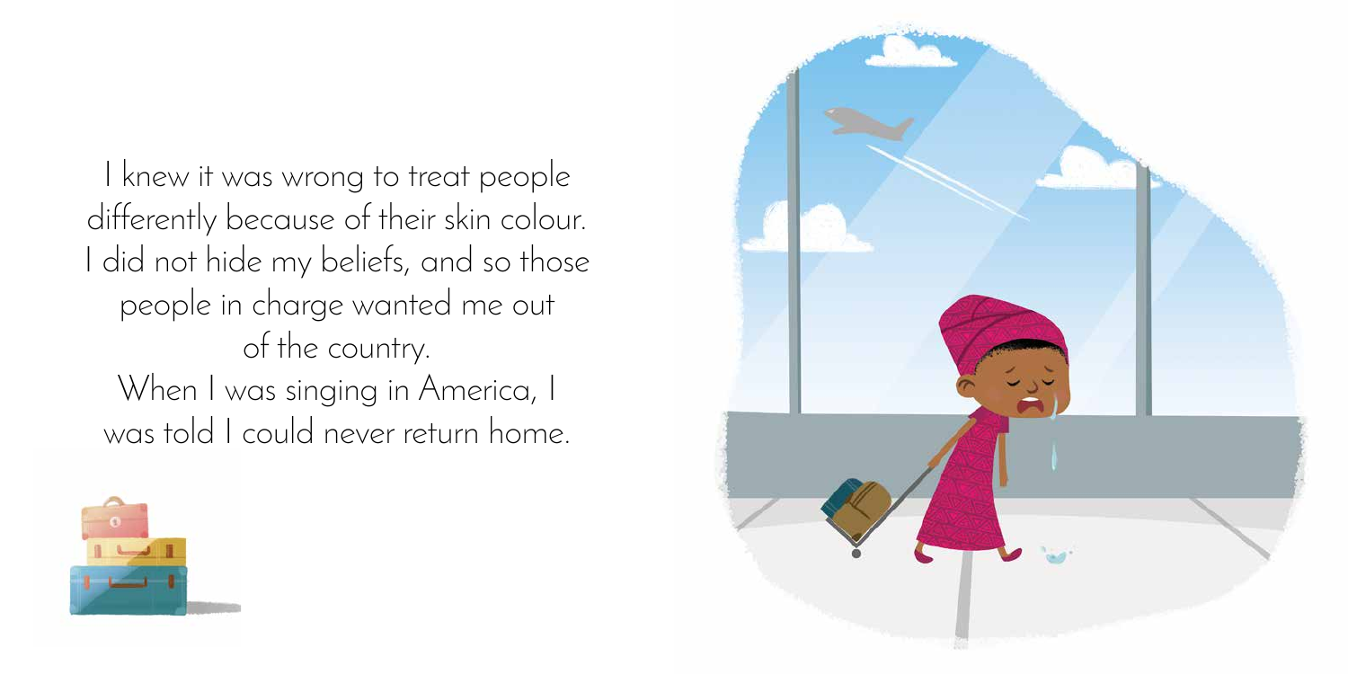I knew it was wrong to treat people differently because of their skin colour. I did not hide my beliefs, and so those people in charge wanted me out of the country.

When I was singing in America, I was told I could never return home.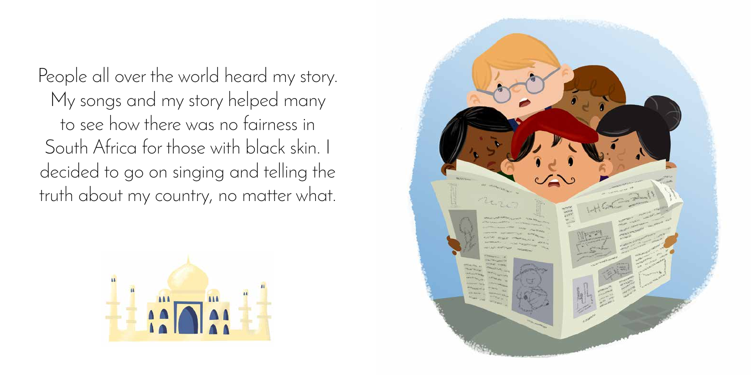People all over the world heard my story. My songs and my story helped many to see how there was no fairness in South Africa for those with black skin. I decided to go on singing and telling the truth about my country, no matter what.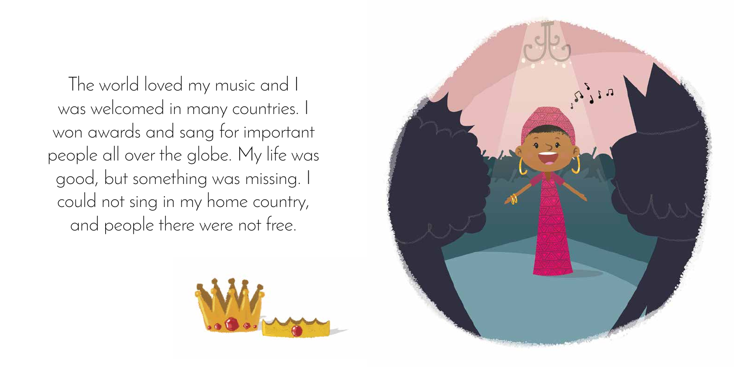The world loved my music and I was welcomed in many countries. I won awards and sang for important people all over the globe. My life was good, but something was missing. I could not sing in my home country, and people there were not free.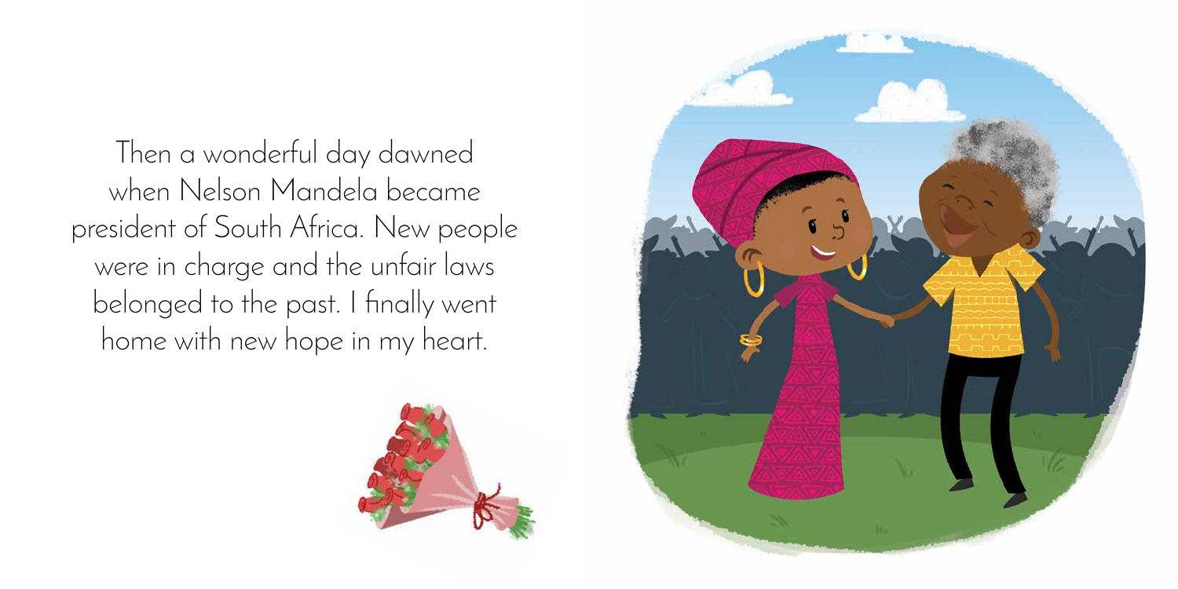Then a wonderful day dawned when Nelson Mandela became president of South Africa. New people were in charge and the unfair laws belonged to the past. I finally went home with new hope in my heart.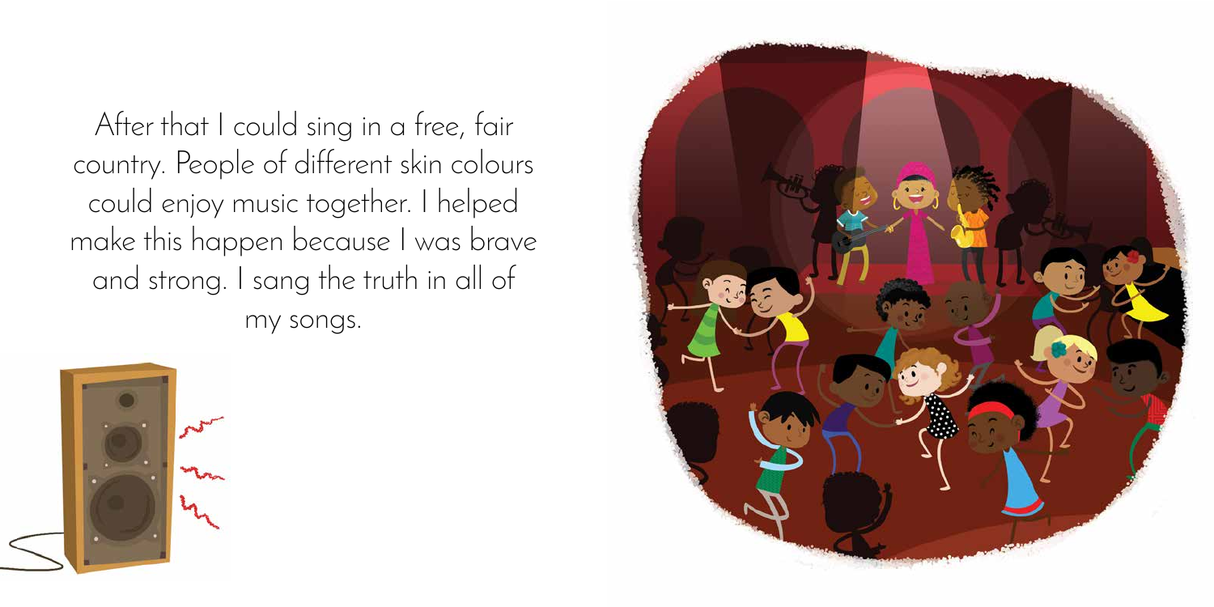After that I could sing in a free, fair country. People of different skin colours could enjoy music together. I helped make this happen because I was brave and strong. I sang the truth in all of my songs.